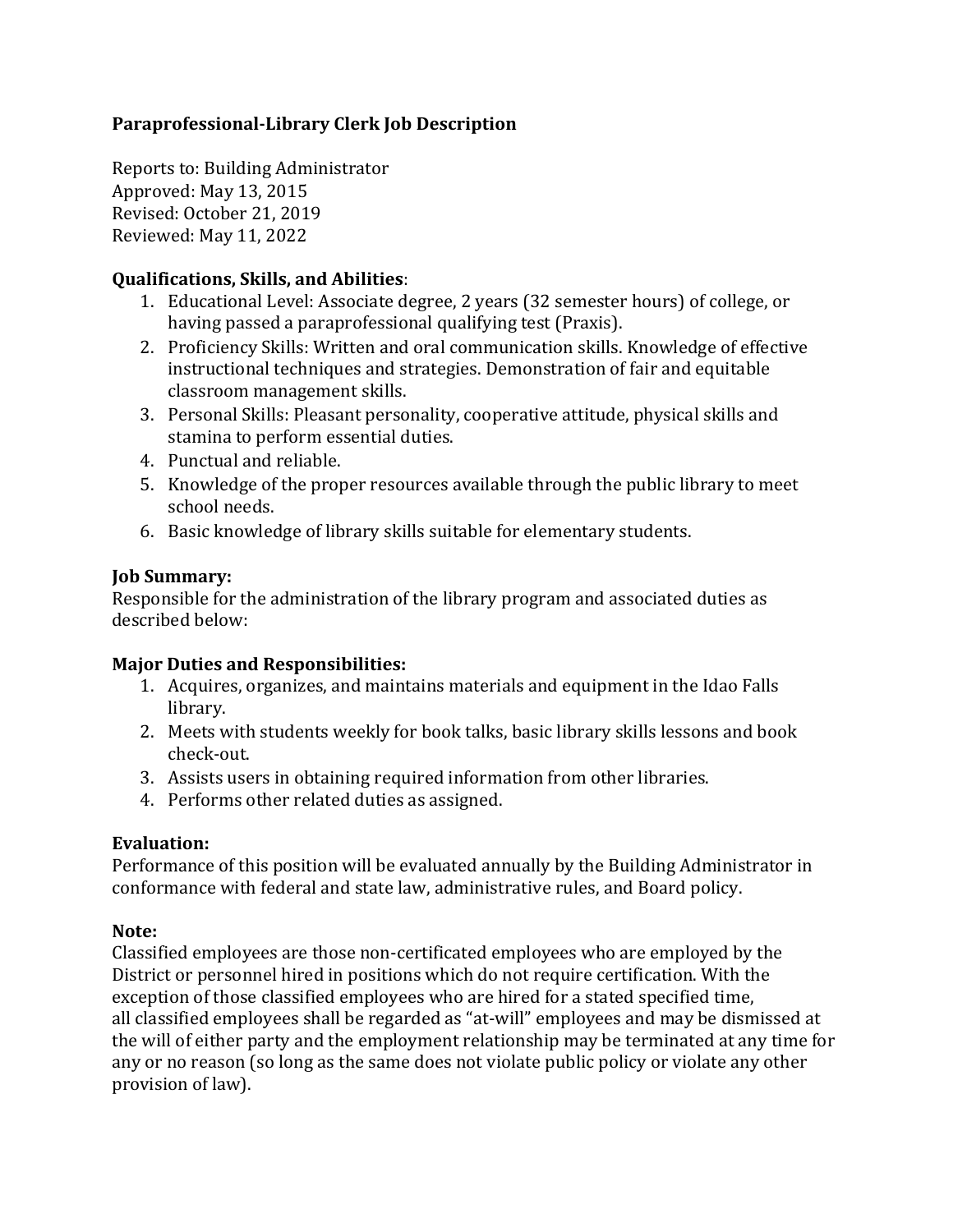# Paraprofessional-Library Clerk Job Description

Reports to: Building Administrator
Approved: May 13, 2015
Revised: October 21, 2019
Reviewed: May 11, 2022

**Qualifications, Skills, and Abilities**:

1. Educational Level: Associate degree, 2 years (32 semester hours) of college, or having passed a paraprofessional qualifying test (Praxis).
2. Proficiency Skills: Written and oral communication skills. Knowledge of effective instructional techniques and strategies. Demonstration of fair and equitable classroom management skills.
3. Personal Skills: Pleasant personality, cooperative attitude, physical skills and stamina to perform essential duties.
4. Punctual and reliable.
5. Knowledge of the proper resources available through the public library to meet school needs.
6. Basic knowledge of library skills suitable for elementary students.

**Job Summary:**

Responsible for the administration of the library program and associated duties as described below:

**Major Duties and Responsibilities:**

1. Acquires, organizes, and maintains materials and equipment in the Idao Falls library.
2. Meets with students weekly for book talks, basic library skills lessons and book check-out.
3. Assists users in obtaining required information from other libraries.
4. Performs other related duties as assigned.

**Evaluation:**

Performance of this position will be evaluated annually by the Building Administrator in conformance with federal and state law, administrative rules, and Board policy.

**Note:**

Classified employees are those non-certificated employees who are employed by the District or personnel hired in positions which do not require certification. With the exception of those classified employees who are hired for a stated specified time, all classified employees shall be regarded as "at-will" employees and may be dismissed at the will of either party and the employment relationship may be terminated at any time for any or no reason (so long as the same does not violate public policy or violate any other provision of law).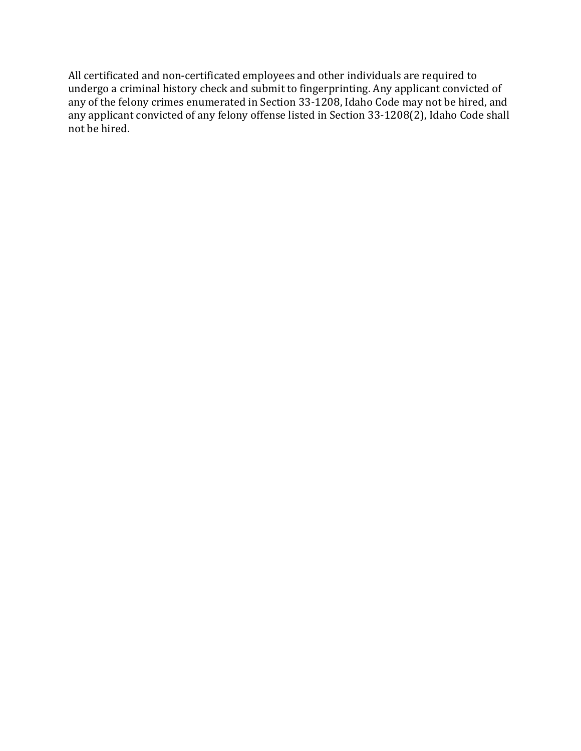All certificated and non-certificated employees and other individuals are required to undergo a criminal history check and submit to fingerprinting. Any applicant convicted of any of the felony crimes enumerated in Section 33-1208, Idaho Code may not be hired, and any applicant convicted of any felony offense listed in Section 33-1208(2), Idaho Code shall not be hired.